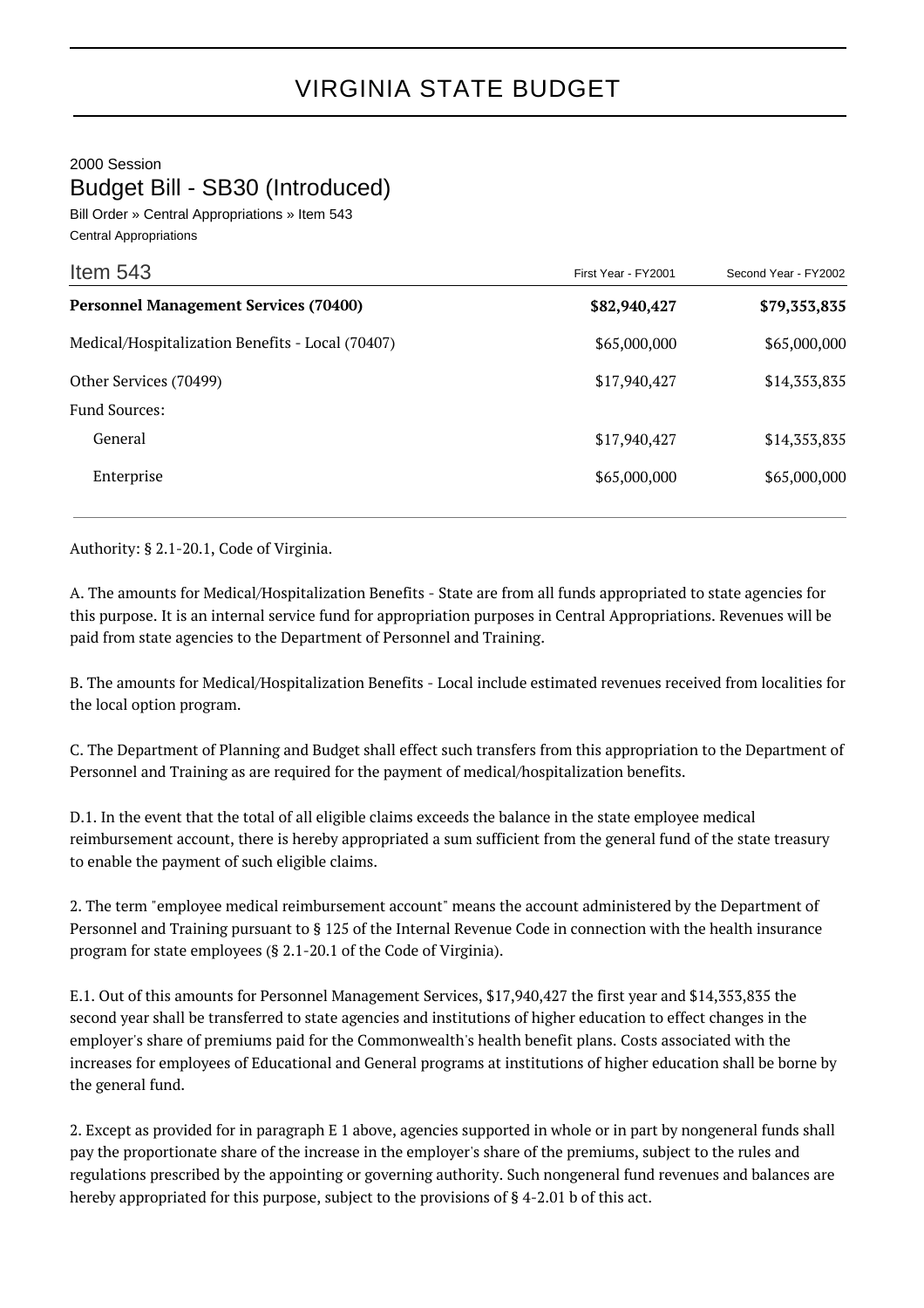# VIRGINIA STATE BUDGET

2000 Session

## Budget Bill - SB30 (Introduced)

Bill Order » Central Appropriations » Item 543

Central Appropriations

| Item 543 | First Year - FY2001 | Second Year - FY2002 |
| --- | --- | --- |
| **Personnel Management Services (70400)** | **$82,940,427** | **$79,353,835** |
| Medical/Hospitalization Benefits - Local (70407) | $65,000,000 | $65,000,000 |
| Other Services (70499) | $17,940,427 | $14,353,835 |
| Fund Sources: | | |
| General | $17,940,427 | $14,353,835 |
| Enterprise | $65,000,000 | $65,000,000 |

Authority: § 2.1-20.1, Code of Virginia.

A. The amounts for Medical/Hospitalization Benefits - State are from all funds appropriated to state agencies for this purpose. It is an internal service fund for appropriation purposes in Central Appropriations. Revenues will be paid from state agencies to the Department of Personnel and Training.

B. The amounts for Medical/Hospitalization Benefits - Local include estimated revenues received from localities for the local option program.

C. The Department of Planning and Budget shall effect such transfers from this appropriation to the Department of Personnel and Training as are required for the payment of medical/hospitalization benefits.

D.1. In the event that the total of all eligible claims exceeds the balance in the state employee medical reimbursement account, there is hereby appropriated a sum sufficient from the general fund of the state treasury to enable the payment of such eligible claims.

2. The term "employee medical reimbursement account" means the account administered by the Department of Personnel and Training pursuant to § 125 of the Internal Revenue Code in connection with the health insurance program for state employees (§ 2.1-20.1 of the Code of Virginia).

E.1. Out of this amounts for Personnel Management Services, $17,940,427 the first year and $14,353,835 the second year shall be transferred to state agencies and institutions of higher education to effect changes in the employer's share of premiums paid for the Commonwealth's health benefit plans. Costs associated with the increases for employees of Educational and General programs at institutions of higher education shall be borne by the general fund.

2. Except as provided for in paragraph E 1 above, agencies supported in whole or in part by nongeneral funds shall pay the proportionate share of the increase in the employer's share of the premiums, subject to the rules and regulations prescribed by the appointing or governing authority. Such nongeneral fund revenues and balances are hereby appropriated for this purpose, subject to the provisions of § 4-2.01 b of this act.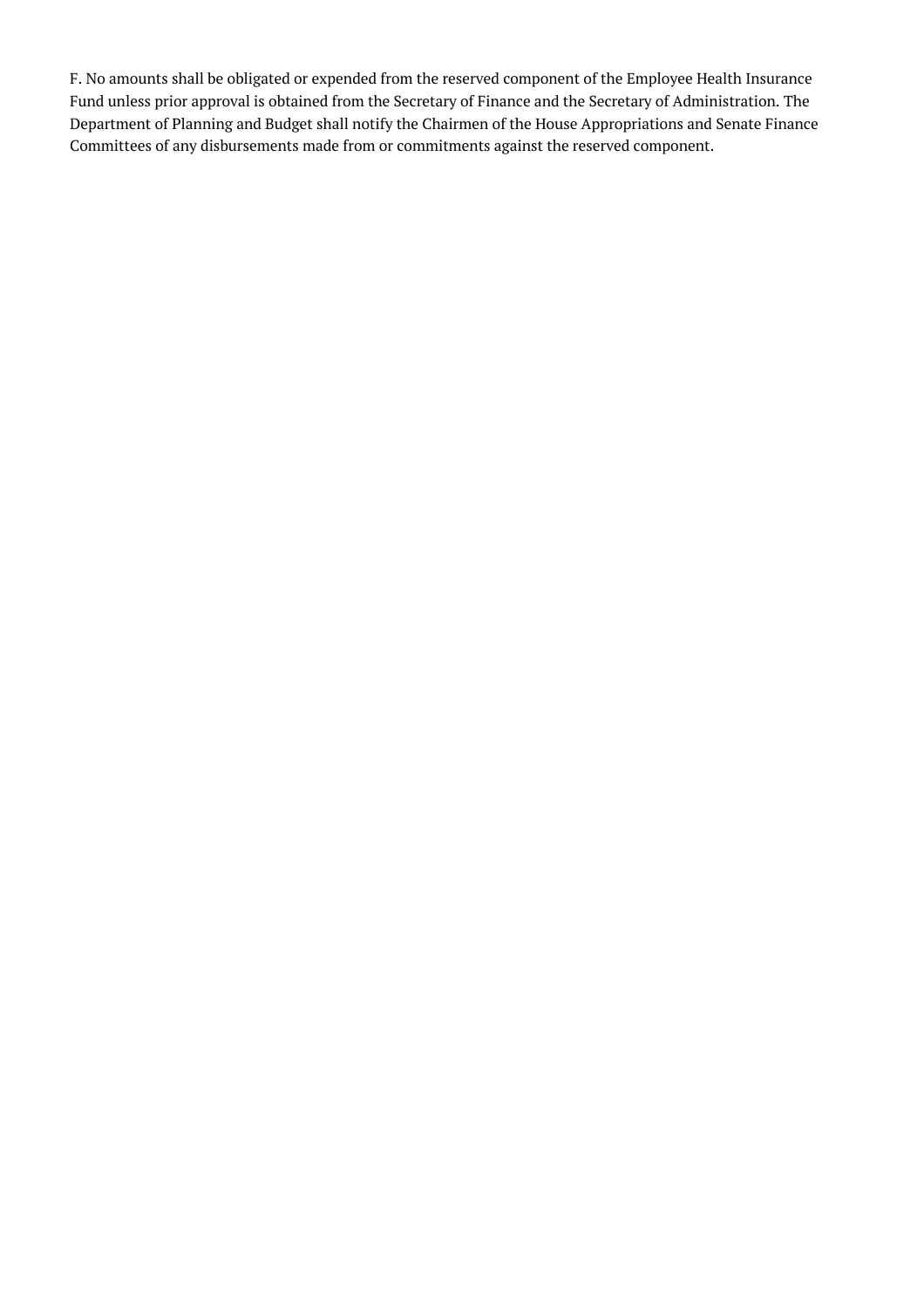F. No amounts shall be obligated or expended from the reserved component of the Employee Health Insurance Fund unless prior approval is obtained from the Secretary of Finance and the Secretary of Administration. The Department of Planning and Budget shall notify the Chairmen of the House Appropriations and Senate Finance Committees of any disbursements made from or commitments against the reserved component.